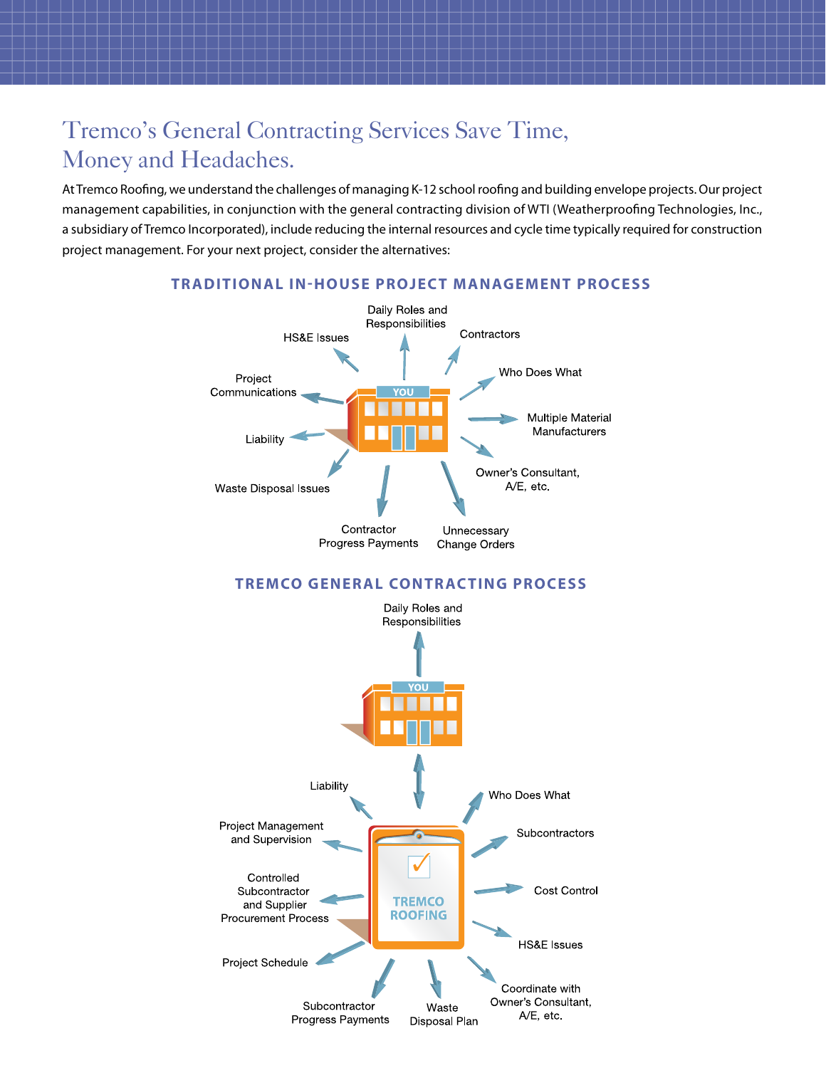# Tremco's General Contracting Services Save Time, Money and Headaches.

At Tremco Roofing, we understand the challenges of managing K-12 school roofing and building envelope projects. Our project management capabilities, in conjunction with the general contracting division of WTI (Weatherproofing Technologies, Inc., a subsidiary of Tremco Incorporated), include reducing the internal resources and cycle time typically required for construction project management. For your next project, consider the alternatives:

## TRADITIONAL IN-HOUSE PROJECT MANAGEMENT PROCESS

YOU

- Daily Roles and Responsibilities
- Contractors
- Who Does What
- Multiple Material Manufacturers
- Owner's Consultant, A/E, etc.
- Unnecessary Change Orders
- Contractor Progress Payments
- Waste Disposal Issues
- Liability
- Project Communications
- HS&E Issues

## TREMCO GENERAL CONTRACTING PROCESS

YOU

- Daily Roles and Responsibilities

TREMCO ROOFING

- Who Does What
- Subcontractors
- Cost Control
- HS&E Issues
- Coordinate with Owner's Consultant, A/E, etc.
- Waste Disposal Plan
- Subcontractor Progress Payments
- Project Schedule
- Controlled Subcontractor and Supplier Procurement Process
- Project Management and Supervision
- Liability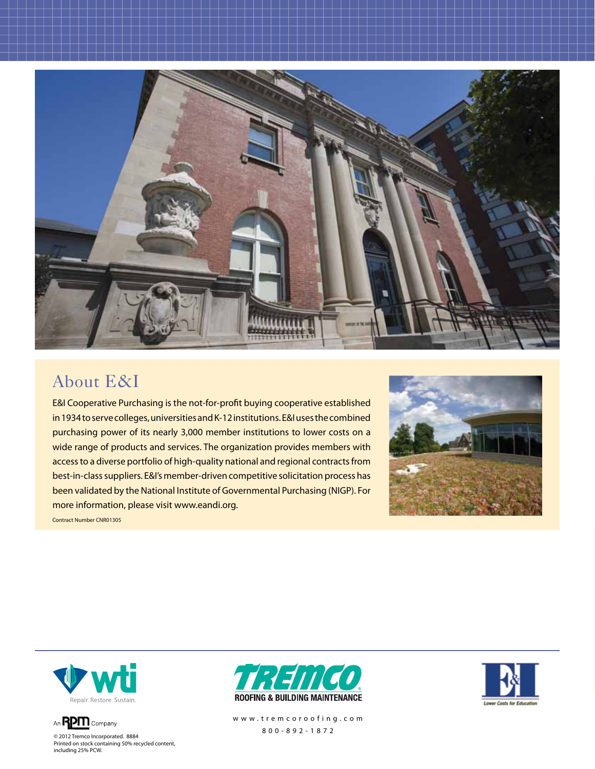## About E&I

E&I Cooperative Purchasing is the not-for-profit buying cooperative established in 1934 to serve colleges, universities and K-12 institutions. E&I uses the combined purchasing power of its nearly 3,000 member institutions to lower costs on a wide range of products and services. The organization provides members with access to a diverse portfolio of high-quality national and regional contracts from best-in-class suppliers. E&I's member-driven competitive solicitation process has been validated by the National Institute of Governmental Purchasing (NIGP). For more information, please visit www.eandi.org.

Contract Number CNR01305

wti
Repair. Restore. Sustain.

An RPM Company

© 2012 Tremco Incorporated. 8884
Printed on stock containing 50% recycled content, including 25% PCW.

TREMCO®
ROOFING & BUILDING MAINTENANCE

www.tremcoroofing.com
800-892-1872

E&I
Lower Costs for Education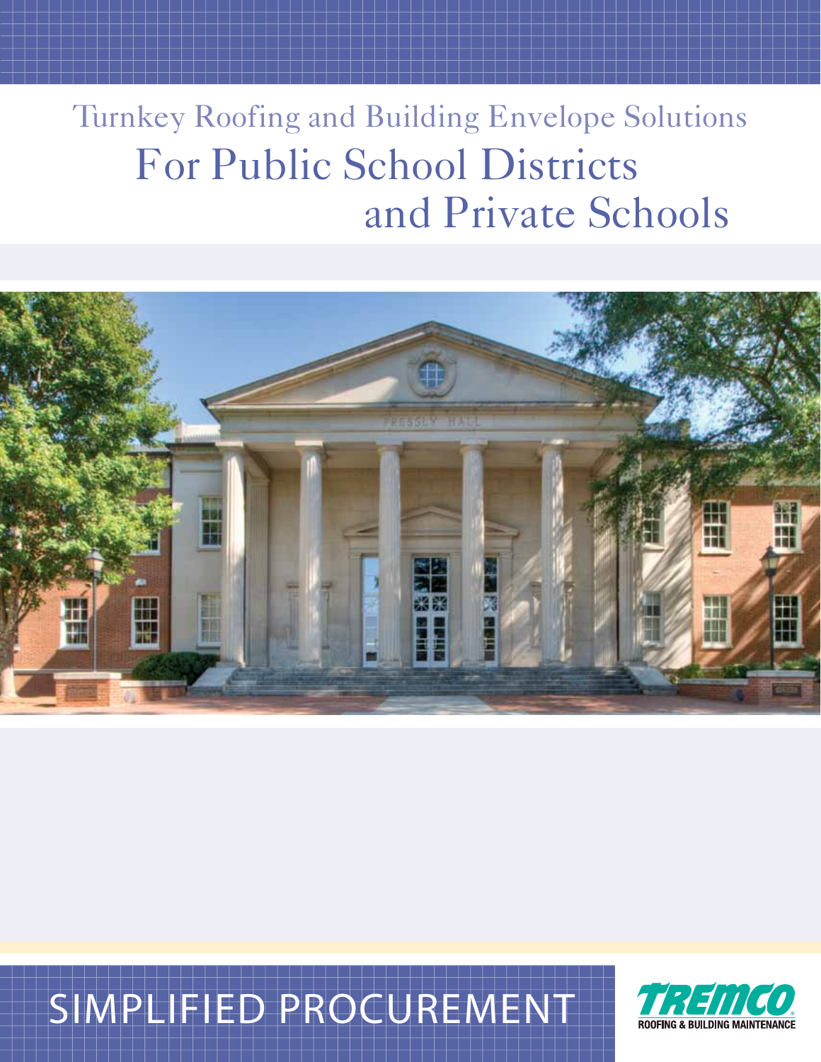Turnkey Roofing and Building Envelope Solutions

# For Public School Districts and Private Schools

SIMPLIFIED PROCUREMENT

TREMCO

ROOFING & BUILDING MAINTENANCE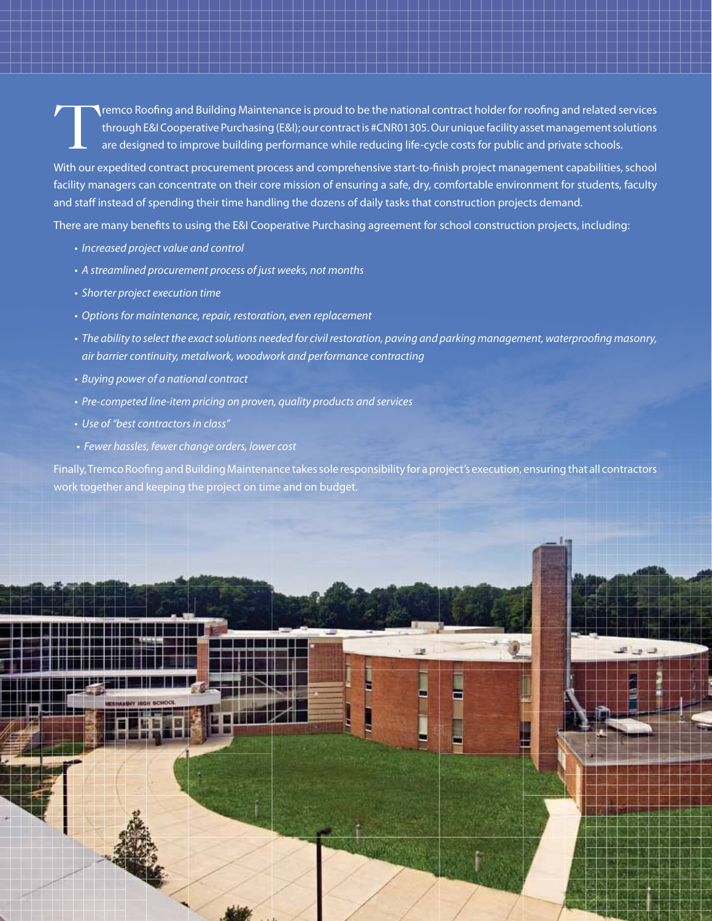Tremco Roofing and Building Maintenance is proud to be the national contract holder for roofing and related services through E&I Cooperative Purchasing (E&I); our contract is #CNR01305. Our unique facility asset management solutions are designed to improve building performance while reducing life-cycle costs for public and private schools.

With our expedited contract procurement process and comprehensive start-to-finish project management capabilities, school facility managers can concentrate on their core mission of ensuring a safe, dry, comfortable environment for students, faculty and staff instead of spending their time handling the dozens of daily tasks that construction projects demand.

There are many benefits to using the E&I Cooperative Purchasing agreement for school construction projects, including:

- *Increased project value and control*
- *A streamlined procurement process of just weeks, not months*
- *Shorter project execution time*
- *Options for maintenance, repair, restoration, even replacement*
- *The ability to select the exact solutions needed for civil restoration, paving and parking management, waterproofing masonry, air barrier continuity, metalwork, woodwork and performance contracting*
- *Buying power of a national contract*
- *Pre-competed line-item pricing on proven, quality products and services*
- *Use of "best contractors in class"*
- *Fewer hassles, fewer change orders, lower cost*

Finally, Tremco Roofing and Building Maintenance takes sole responsibility for a project's execution, ensuring that all contractors work together and keeping the project on time and on budget.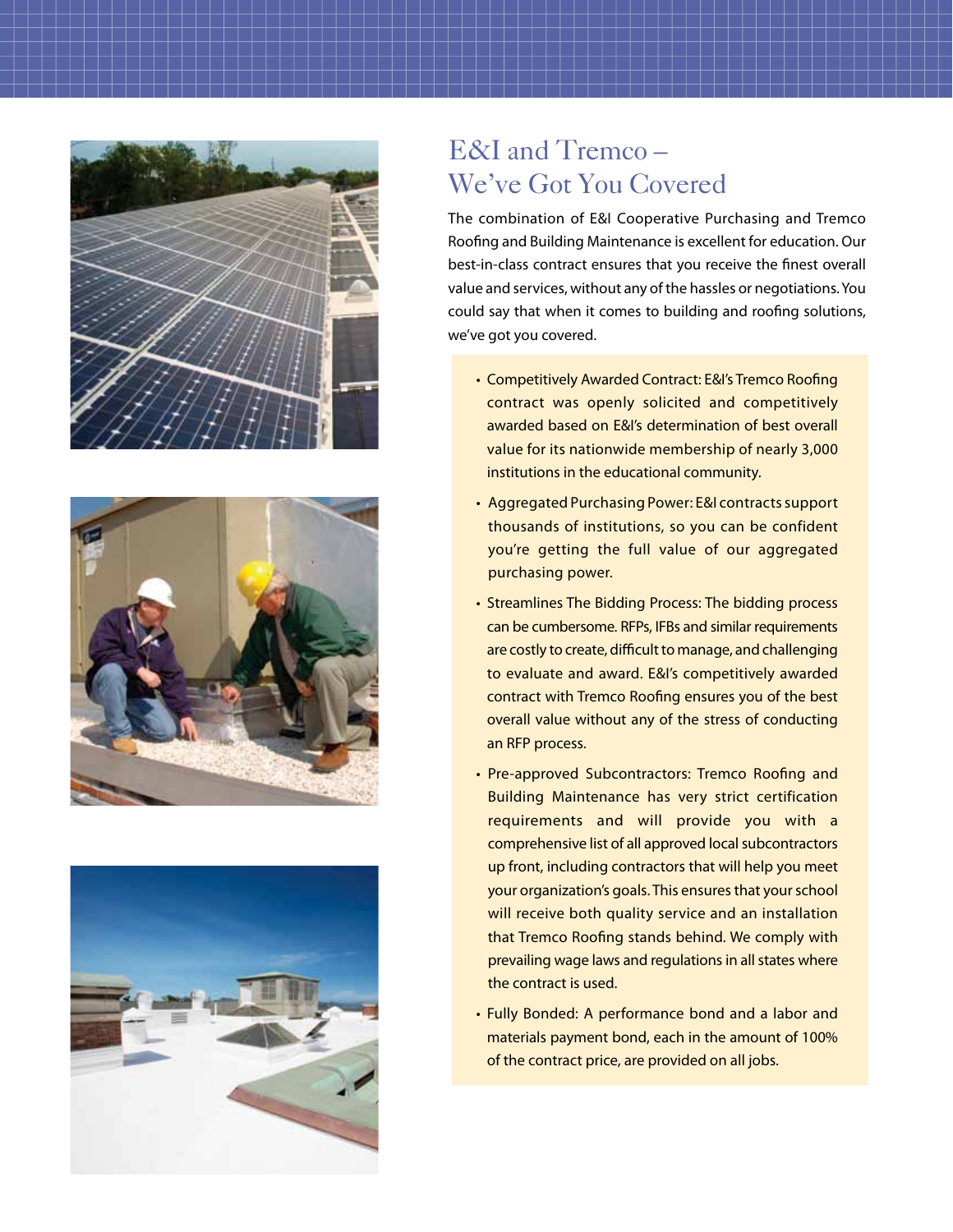# E&I and Tremco – We've Got You Covered

The combination of E&I Cooperative Purchasing and Tremco Roofing and Building Maintenance is excellent for education. Our best-in-class contract ensures that you receive the finest overall value and services, without any of the hassles or negotiations. You could say that when it comes to building and roofing solutions, we've got you covered.

- Competitively Awarded Contract: E&I's Tremco Roofing contract was openly solicited and competitively awarded based on E&I's determination of best overall value for its nationwide membership of nearly 3,000 institutions in the educational community.
- Aggregated Purchasing Power: E&I contracts support thousands of institutions, so you can be confident you're getting the full value of our aggregated purchasing power.
- Streamlines The Bidding Process: The bidding process can be cumbersome. RFPs, IFBs and similar requirements are costly to create, difficult to manage, and challenging to evaluate and award. E&I's competitively awarded contract with Tremco Roofing ensures you of the best overall value without any of the stress of conducting an RFP process.
- Pre-approved Subcontractors: Tremco Roofing and Building Maintenance has very strict certification requirements and will provide you with a comprehensive list of all approved local subcontractors up front, including contractors that will help you meet your organization's goals. This ensures that your school will receive both quality service and an installation that Tremco Roofing stands behind. We comply with prevailing wage laws and regulations in all states where the contract is used.
- Fully Bonded: A performance bond and a labor and materials payment bond, each in the amount of 100% of the contract price, are provided on all jobs.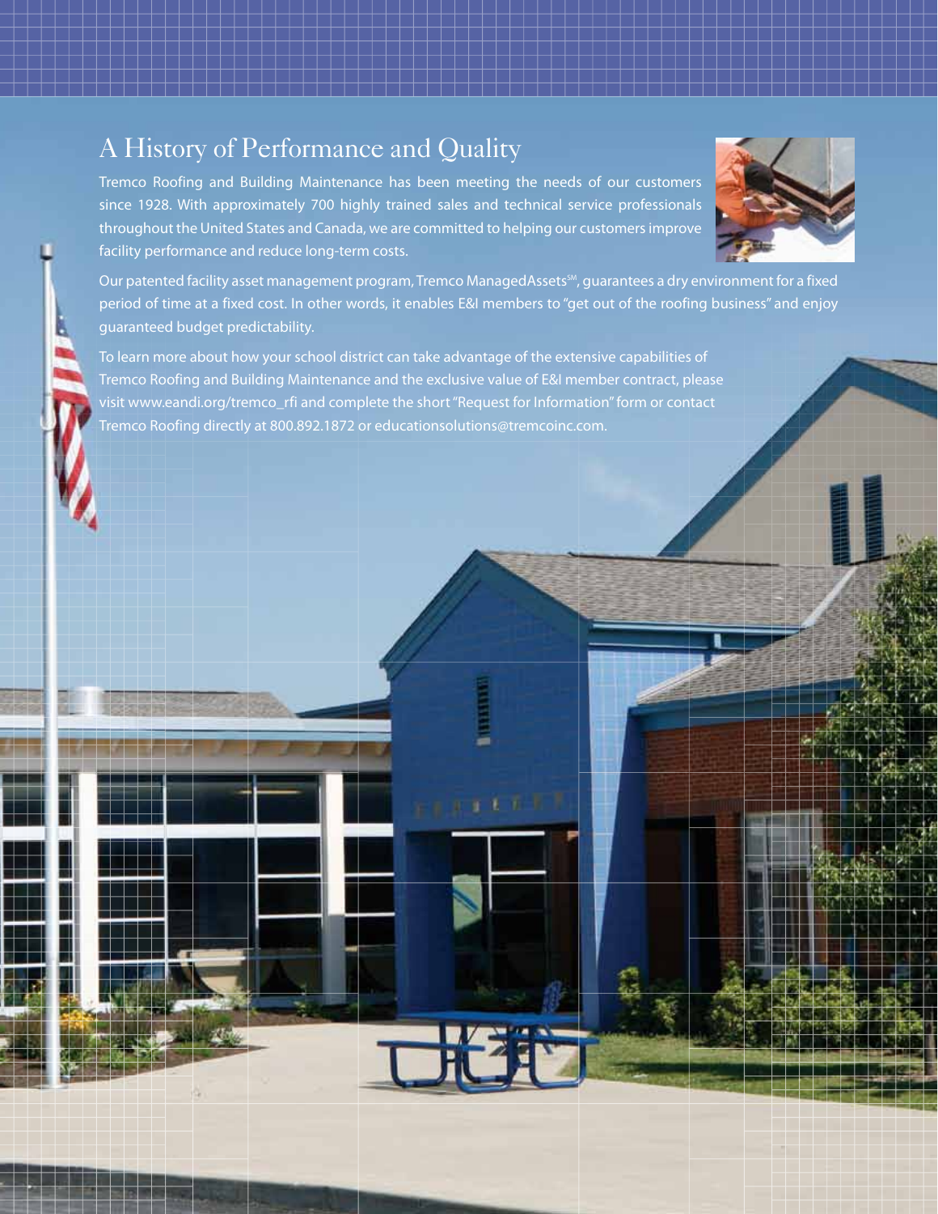# A History of Performance and Quality

Tremco Roofing and Building Maintenance has been meeting the needs of our customers since 1928. With approximately 700 highly trained sales and technical service professionals throughout the United States and Canada, we are committed to helping our customers improve facility performance and reduce long-term costs.

Our patented facility asset management program, Tremco ManagedAssets℠, guarantees a dry environment for a fixed period of time at a fixed cost. In other words, it enables E&I members to "get out of the roofing business" and enjoy guaranteed budget predictability.

To learn more about how your school district can take advantage of the extensive capabilities of Tremco Roofing and Building Maintenance and the exclusive value of E&I member contract, please visit www.eandi.org/tremco_rfi and complete the short "Request for Information" form or contact Tremco Roofing directly at 800.892.1872 or educationsolutions@tremcoinc.com.